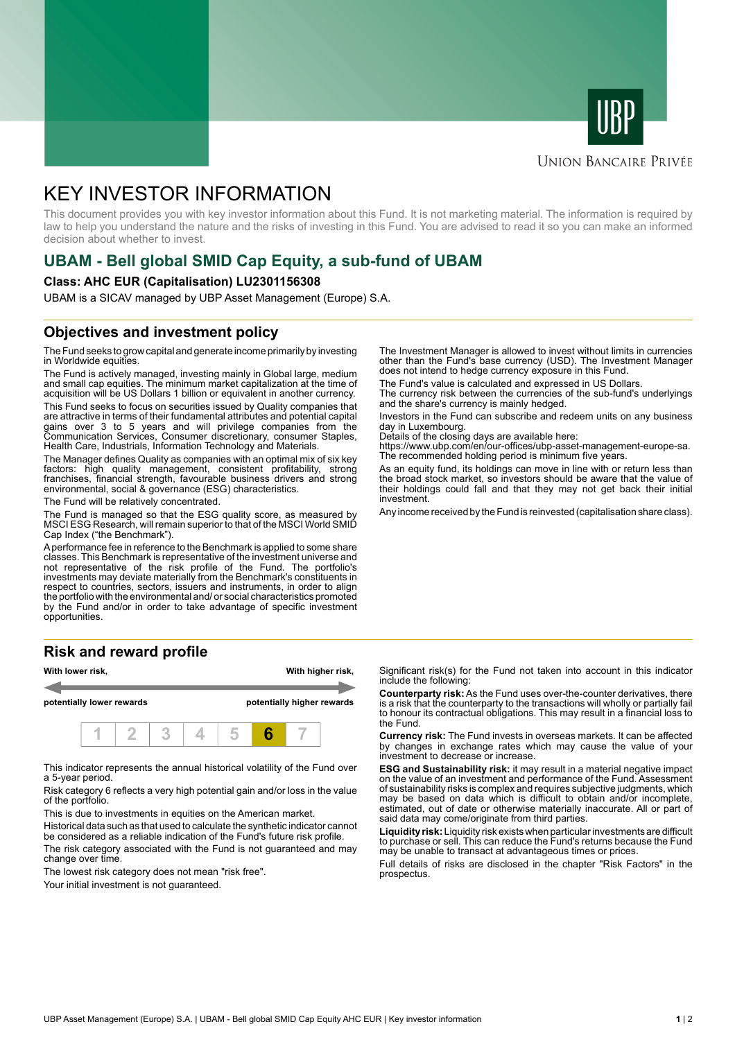UNION BANCAIRE PRIVÉE

# KEY INVESTOR INFORMATION

This document provides you with key investor information about this Fund. It is not marketing material. The information is required by law to help you understand the nature and the risks of investing in this Fund. You are advised to read it so you can make an informed decision about whether to invest.

## UBAM - Bell global SMID Cap Equity, a sub-fund of UBAM

**Class: AHC EUR (Capitalisation) LU2301156308**

UBAM is a SICAV managed by UBP Asset Management (Europe) S.A.

## Objectives and investment policy

The Fund seeks to grow capital and generate income primarily by investing in Worldwide equities.

The Fund is actively managed, investing mainly in Global large, medium and small cap equities. The minimum market capitalization at the time of acquisition will be US Dollars 1 billion or equivalent in another currency.

This Fund seeks to focus on securities issued by Quality companies that are attractive in terms of their fundamental attributes and potential capital gains over 3 to 5 years and will privilege companies from the Communication Services, Consumer discretionary, consumer Staples, Health Care, Industrials, Information Technology and Materials.

The Manager defines Quality as companies with an optimal mix of six key factors: high quality management, consistent profitability, strong franchises, financial strength, favourable business drivers and strong environmental, social & governance (ESG) characteristics.

The Fund will be relatively concentrated.

The Fund is managed so that the ESG quality score, as measured by MSCI ESG Research, will remain superior to that of the MSCI World SMID Cap Index ("the Benchmark").

A performance fee in reference to the Benchmark is applied to some share classes. This Benchmark is representative of the investment universe and not representative of the risk profile of the Fund. The portfolio's investments may deviate materially from the Benchmark's constituents in respect to countries, sectors, issuers and instruments, in order to align the portfolio with the environmental and/or social characteristics promoted by the Fund and/or in order to take advantage of specific investment opportunities.

The Investment Manager is allowed to invest without limits in currencies other than the Fund's base currency (USD). The Investment Manager does not intend to hedge currency exposure in this Fund.

The Fund's value is calculated and expressed in US Dollars.

The currency risk between the currencies of the sub-fund's underlyings and the share's currency is mainly hedged.

Investors in the Fund can subscribe and redeem units on any business day in Luxembourg.

Details of the closing days are available here:
https://www.ubp.com/en/our-offices/ubp-asset-management-europe-sa.

The recommended holding period is minimum five years.

As an equity fund, its holdings can move in line with or return less than the broad stock market, so investors should be aware that the value of their holdings could fall and that they may not get back their initial investment.

Any income received by the Fund is reinvested (capitalisation share class).

## Risk and reward profile

**With lower risk,** — **With higher risk,**

**potentially lower rewards** — **potentially higher rewards**

| 1 | 2 | 3 | 4 | 5 | **6** | 7 |
|---|---|---|---|---|---|---|

This indicator represents the annual historical volatility of the Fund over a 5-year period.

Risk category 6 reflects a very high potential gain and/or loss in the value of the portfolio.

This is due to investments in equities on the American market.

Historical data such as that used to calculate the synthetic indicator cannot be considered as a reliable indication of the Fund's future risk profile.

The risk category associated with the Fund is not guaranteed and may change over time.

The lowest risk category does not mean "risk free".

Your initial investment is not guaranteed.

Significant risk(s) for the Fund not taken into account in this indicator include the following:

**Counterparty risk:** As the Fund uses over-the-counter derivatives, there is a risk that the counterparty to the transactions will wholly or partially fail to honour its contractual obligations. This may result in a financial loss to the Fund.

**Currency risk:** The Fund invests in overseas markets. It can be affected by changes in exchange rates which may cause the value of your investment to decrease or increase.

**ESG and Sustainability risk:** it may result in a material negative impact on the value of an investment and performance of the Fund. Assessment of sustainability risks is complex and requires subjective judgments, which may be based on data which is difficult to obtain and/or incomplete, estimated, out of date or otherwise materially inaccurate. All or part of said data may come/originate from third parties.

**Liquidity risk:** Liquidity risk exists when particular investments are difficult to purchase or sell. This can reduce the Fund's returns because the Fund may be unable to transact at advantageous times or prices.

Full details of risks are disclosed in the chapter "Risk Factors" in the prospectus.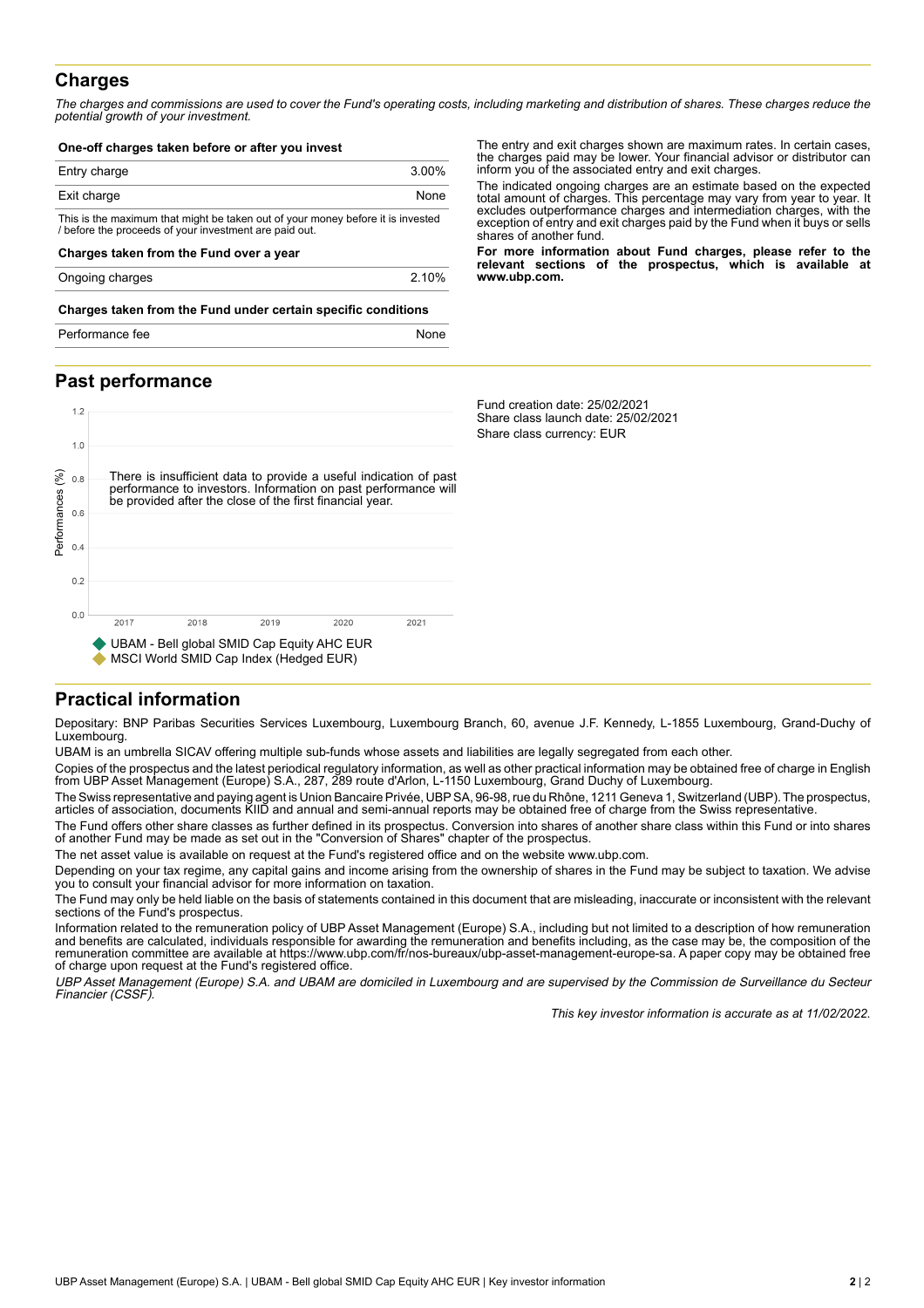## Charges

*The charges and commissions are used to cover the Fund's operating costs, including marketing and distribution of shares. These charges reduce the potential growth of your investment.*

| One-off charges taken before or after you invest | |
|---|---|
| Entry charge | 3.00% |
| Exit charge | None |

This is the maximum that might be taken out of your money before it is invested / before the proceeds of your investment are paid out.

| Charges taken from the Fund over a year | |
|---|---|
| Ongoing charges | 2.10% |

| Charges taken from the Fund under certain specific conditions | |
|---|---|
| Performance fee | None |

The entry and exit charges shown are maximum rates. In certain cases, the charges paid may be lower. Your financial advisor or distributor can inform you of the associated entry and exit charges.

The indicated ongoing charges are an estimate based on the expected total amount of charges. This percentage may vary from year to year. It excludes outperformance charges and intermediation charges, with the exception of entry and exit charges paid by the Fund when it buys or sells shares of another fund.

**For more information about Fund charges, please refer to the relevant sections of the prospectus, which is available at www.ubp.com.**

## Past performance

Performances (%)

1.2
1.0
0.8
0.6
0.4
0.2
0.0

2017 2018 2019 2020 2021

There is insufficient data to provide a useful indication of past performance to investors. Information on past performance will be provided after the close of the first financial year.

UBAM - Bell global SMID Cap Equity AHC EUR
MSCI World SMID Cap Index (Hedged EUR)

Fund creation date: 25/02/2021
Share class launch date: 25/02/2021
Share class currency: EUR

## Practical information

Depositary: BNP Paribas Securities Services Luxembourg, Luxembourg Branch, 60, avenue J.F. Kennedy, L-1855 Luxembourg, Grand-Duchy of Luxembourg.

UBAM is an umbrella SICAV offering multiple sub-funds whose assets and liabilities are legally segregated from each other.

Copies of the prospectus and the latest periodical regulatory information, as well as other practical information may be obtained free of charge in English from UBP Asset Management (Europe) S.A., 287, 289 route d'Arlon, L-1150 Luxembourg, Grand Duchy of Luxembourg.

The Swiss representative and paying agent is Union Bancaire Privée, UBP SA, 96-98, rue du Rhône, 1211 Geneva 1, Switzerland (UBP). The prospectus, articles of association, documents KIID and annual and semi-annual reports may be obtained free of charge from the Swiss representative.

The Fund offers other share classes as further defined in its prospectus. Conversion into shares of another share class within this Fund or into shares of another Fund may be made as set out in the "Conversion of Shares" chapter of the prospectus.

The net asset value is available on request at the Fund's registered office and on the website www.ubp.com.

Depending on your tax regime, any capital gains and income arising from the ownership of shares in the Fund may be subject to taxation. We advise you to consult your financial advisor for more information on taxation.

The Fund may only be held liable on the basis of statements contained in this document that are misleading, inaccurate or inconsistent with the relevant sections of the Fund's prospectus.

Information related to the remuneration policy of UBP Asset Management (Europe) S.A., including but not limited to a description of how remuneration and benefits are calculated, individuals responsible for awarding the remuneration and benefits including, as the case may be, the composition of the remuneration committee are available at https://www.ubp.com/fr/nos-bureaux/ubp-asset-management-europe-sa. A paper copy may be obtained free of charge upon request at the Fund's registered office.

*UBP Asset Management (Europe) S.A. and UBAM are domiciled in Luxembourg and are supervised by the Commission de Surveillance du Secteur Financier (CSSF).*

*This key investor information is accurate as at 11/02/2022.*